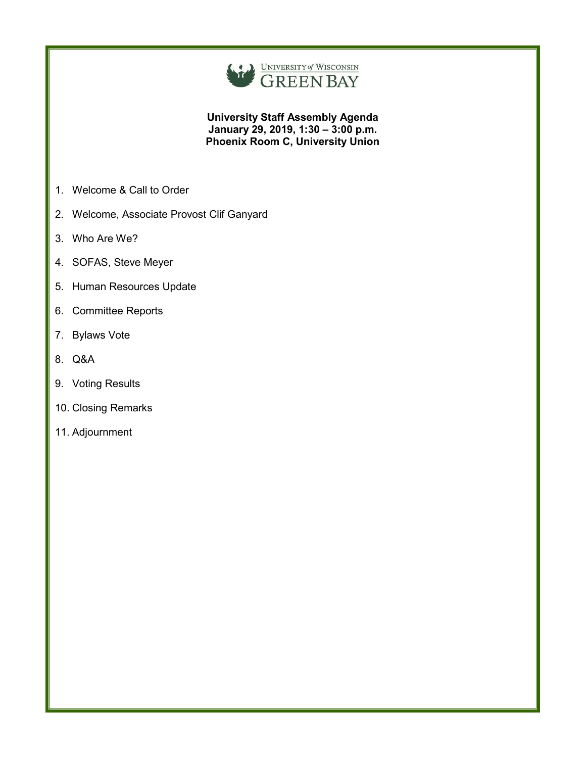University of Wisconsin Green Bay

**University Staff Assembly Agenda**
**January 29, 2019, 1:30 – 3:00 p.m.**
**Phoenix Room C, University Union**

1. Welcome & Call to Order
2. Welcome, Associate Provost Clif Ganyard
3. Who Are We?
4. SOFAS, Steve Meyer
5. Human Resources Update
6. Committee Reports
7. Bylaws Vote
8. Q&A
9. Voting Results
10. Closing Remarks
11. Adjournment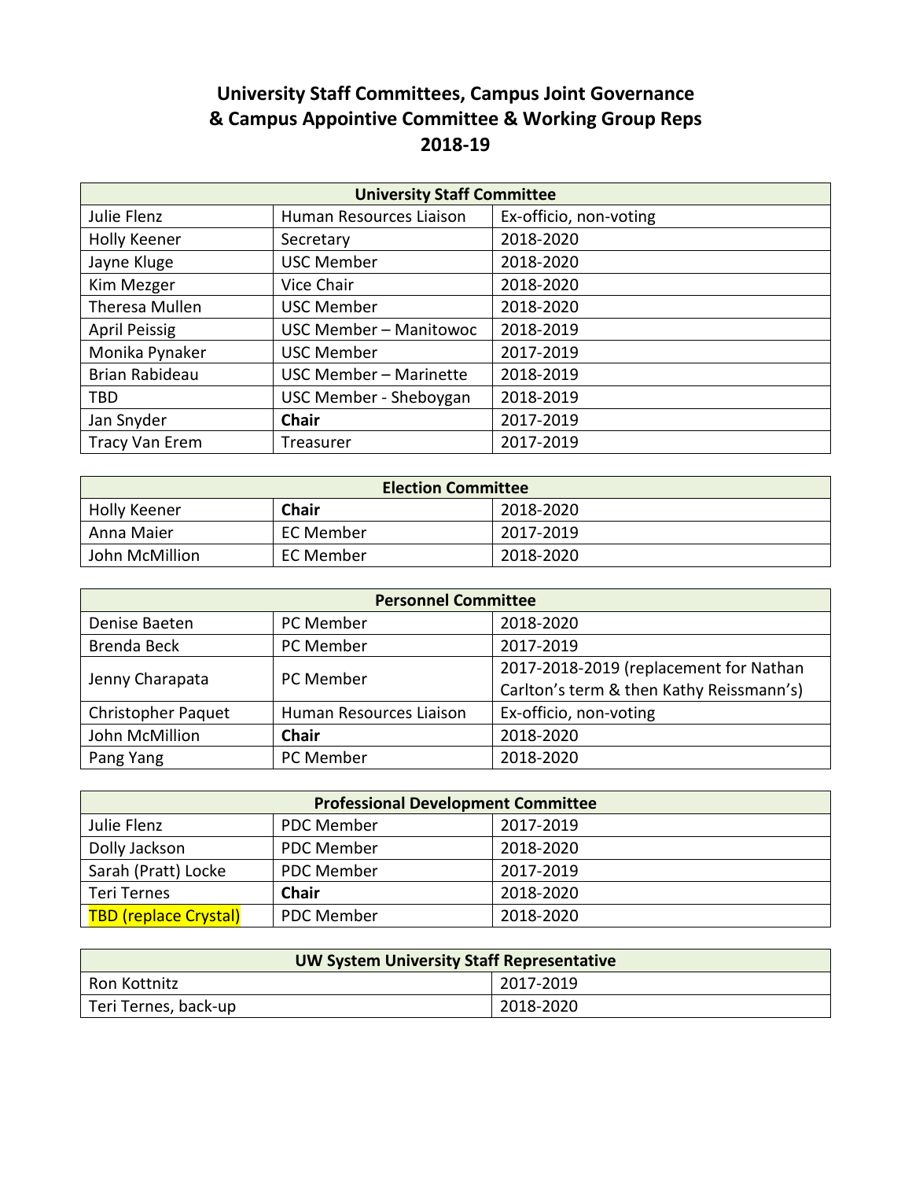# University Staff Committees, Campus Joint Governance & Campus Appointive Committee & Working Group Reps 2018-19

| University Staff Committee | | |
|---|---|---|
| Julie Flenz | Human Resources Liaison | Ex-officio, non-voting |
| Holly Keener | Secretary | 2018-2020 |
| Jayne Kluge | USC Member | 2018-2020 |
| Kim Mezger | Vice Chair | 2018-2020 |
| Theresa Mullen | USC Member | 2018-2020 |
| April Peissig | USC Member – Manitowoc | 2018-2019 |
| Monika Pynaker | USC Member | 2017-2019 |
| Brian Rabideau | USC Member – Marinette | 2018-2019 |
| TBD | USC Member - Sheboygan | 2018-2019 |
| Jan Snyder | **Chair** | 2017-2019 |
| Tracy Van Erem | Treasurer | 2017-2019 |

| Election Committee | | |
|---|---|---|
| Holly Keener | **Chair** | 2018-2020 |
| Anna Maier | EC Member | 2017-2019 |
| John McMillion | EC Member | 2018-2020 |

| Personnel Committee | | |
|---|---|---|
| Denise Baeten | PC Member | 2018-2020 |
| Brenda Beck | PC Member | 2017-2019 |
| Jenny Charapata | PC Member | 2017-2018-2019 (replacement for Nathan Carlton's term & then Kathy Reissmann's) |
| Christopher Paquet | Human Resources Liaison | Ex-officio, non-voting |
| John McMillion | **Chair** | 2018-2020 |
| Pang Yang | PC Member | 2018-2020 |

| Professional Development Committee | | |
|---|---|---|
| Julie Flenz | PDC Member | 2017-2019 |
| Dolly Jackson | PDC Member | 2018-2020 |
| Sarah (Pratt) Locke | PDC Member | 2017-2019 |
| Teri Ternes | **Chair** | 2018-2020 |
| TBD (replace Crystal) | PDC Member | 2018-2020 |

| UW System University Staff Representative | |
|---|---|
| Ron Kottnitz | 2017-2019 |
| Teri Ternes, back-up | 2018-2020 |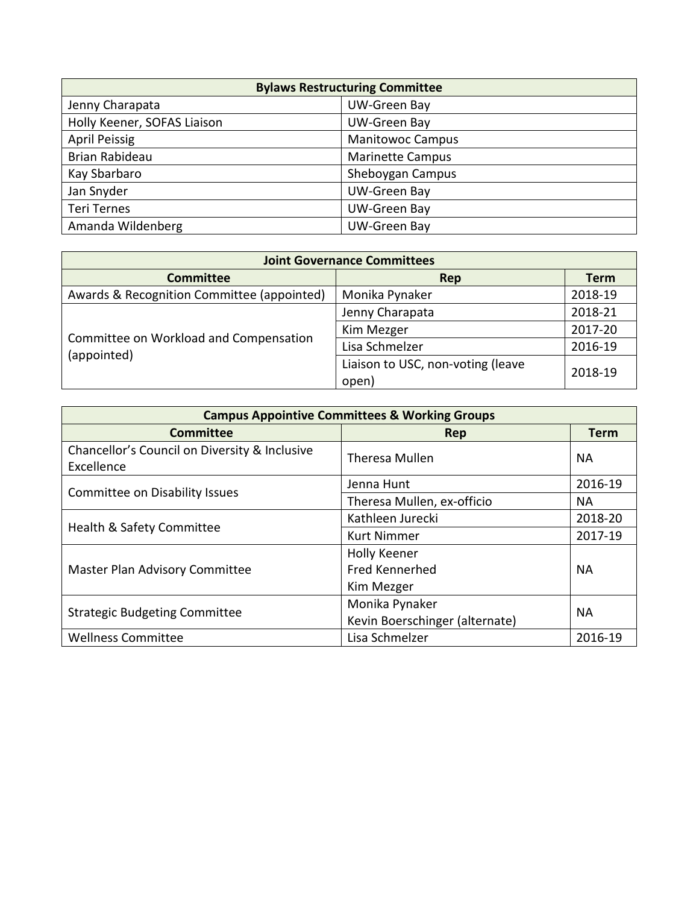| Bylaws Restructuring Committee | |
|---|---|
| Jenny Charapata | UW-Green Bay |
| Holly Keener, SOFAS Liaison | UW-Green Bay |
| April Peissig | Manitowoc Campus |
| Brian Rabideau | Marinette Campus |
| Kay Sbarbaro | Sheboygan Campus |
| Jan Snyder | UW-Green Bay |
| Teri Ternes | UW-Green Bay |
| Amanda Wildenberg | UW-Green Bay |

| Joint Governance Committees | | |
|---|---|---|
| **Committee** | **Rep** | **Term** |
| Awards & Recognition Committee (appointed) | Monika Pynaker | 2018-19 |
| Committee on Workload and Compensation (appointed) | Jenny Charapata | 2018-21 |
| | Kim Mezger | 2017-20 |
| | Lisa Schmelzer | 2016-19 |
| | Liaison to USC, non-voting (leave open) | 2018-19 |

| Campus Appointive Committees & Working Groups | | |
|---|---|---|
| **Committee** | **Rep** | **Term** |
| Chancellor's Council on Diversity & Inclusive Excellence | Theresa Mullen | NA |
| Committee on Disability Issues | Jenna Hunt | 2016-19 |
| | Theresa Mullen, ex-officio | NA |
| Health & Safety Committee | Kathleen Jurecki | 2018-20 |
| | Kurt Nimmer | 2017-19 |
| Master Plan Advisory Committee | Holly Keener<br>Fred Kennerhed<br>Kim Mezger | NA |
| Strategic Budgeting Committee | Monika Pynaker<br>Kevin Boerschinger (alternate) | NA |
| Wellness Committee | Lisa Schmelzer | 2016-19 |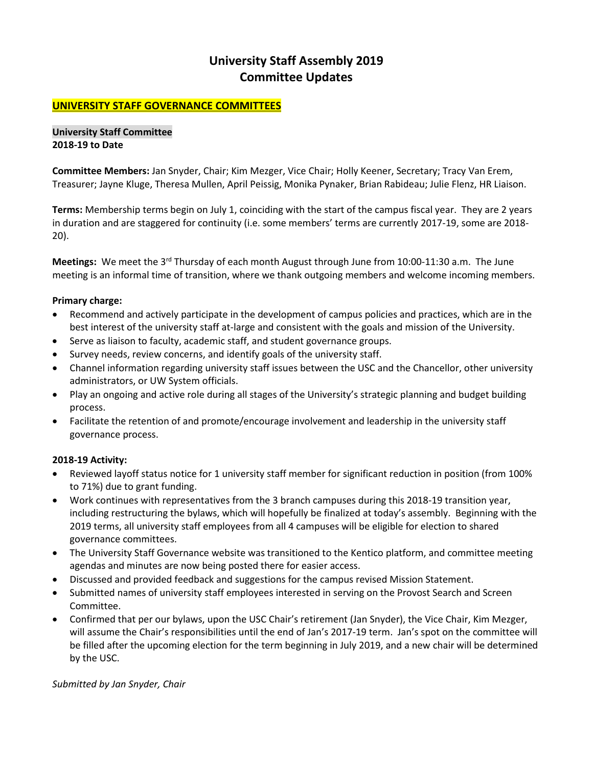# University Staff Assembly 2019
# Committee Updates

## UNIVERSITY STAFF GOVERNANCE COMMITTEES

### University Staff Committee
**2018-19 to Date**

**Committee Members:** Jan Snyder, Chair; Kim Mezger, Vice Chair; Holly Keener, Secretary; Tracy Van Erem, Treasurer; Jayne Kluge, Theresa Mullen, April Peissig, Monika Pynaker, Brian Rabideau; Julie Flenz, HR Liaison.

**Terms:** Membership terms begin on July 1, coinciding with the start of the campus fiscal year. They are 2 years in duration and are staggered for continuity (i.e. some members' terms are currently 2017-19, some are 2018-20).

**Meetings:** We meet the 3rd Thursday of each month August through June from 10:00-11:30 a.m. The June meeting is an informal time of transition, where we thank outgoing members and welcome incoming members.

**Primary charge:**

- Recommend and actively participate in the development of campus policies and practices, which are in the best interest of the university staff at-large and consistent with the goals and mission of the University.
- Serve as liaison to faculty, academic staff, and student governance groups.
- Survey needs, review concerns, and identify goals of the university staff.
- Channel information regarding university staff issues between the USC and the Chancellor, other university administrators, or UW System officials.
- Play an ongoing and active role during all stages of the University's strategic planning and budget building process.
- Facilitate the retention of and promote/encourage involvement and leadership in the university staff governance process.

**2018-19 Activity:**

- Reviewed layoff status notice for 1 university staff member for significant reduction in position (from 100% to 71%) due to grant funding.
- Work continues with representatives from the 3 branch campuses during this 2018-19 transition year, including restructuring the bylaws, which will hopefully be finalized at today's assembly. Beginning with the 2019 terms, all university staff employees from all 4 campuses will be eligible for election to shared governance committees.
- The University Staff Governance website was transitioned to the Kentico platform, and committee meeting agendas and minutes are now being posted there for easier access.
- Discussed and provided feedback and suggestions for the campus revised Mission Statement.
- Submitted names of university staff employees interested in serving on the Provost Search and Screen Committee.
- Confirmed that per our bylaws, upon the USC Chair's retirement (Jan Snyder), the Vice Chair, Kim Mezger, will assume the Chair's responsibilities until the end of Jan's 2017-19 term. Jan's spot on the committee will be filled after the upcoming election for the term beginning in July 2019, and a new chair will be determined by the USC.

*Submitted by Jan Snyder, Chair*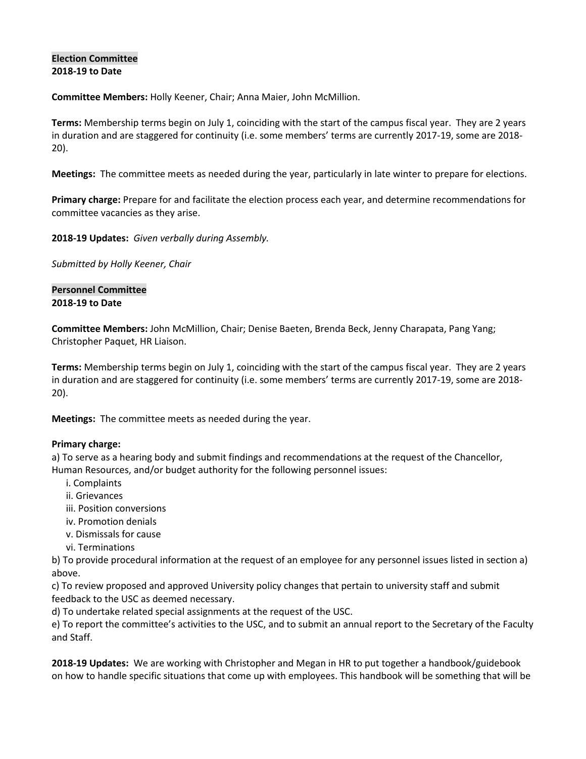**Election Committee**
**2018-19 to Date**

**Committee Members:** Holly Keener, Chair; Anna Maier, John McMillion.

**Terms:** Membership terms begin on July 1, coinciding with the start of the campus fiscal year. They are 2 years in duration and are staggered for continuity (i.e. some members' terms are currently 2017-19, some are 2018-20).

**Meetings:** The committee meets as needed during the year, particularly in late winter to prepare for elections.

**Primary charge:** Prepare for and facilitate the election process each year, and determine recommendations for committee vacancies as they arise.

**2018-19 Updates:** *Given verbally during Assembly.*

*Submitted by Holly Keener, Chair*

**Personnel Committee**
**2018-19 to Date**

**Committee Members:** John McMillion, Chair; Denise Baeten, Brenda Beck, Jenny Charapata, Pang Yang; Christopher Paquet, HR Liaison.

**Terms:** Membership terms begin on July 1, coinciding with the start of the campus fiscal year. They are 2 years in duration and are staggered for continuity (i.e. some members' terms are currently 2017-19, some are 2018-20).

**Meetings:** The committee meets as needed during the year.

**Primary charge:**

a) To serve as a hearing body and submit findings and recommendations at the request of the Chancellor, Human Resources, and/or budget authority for the following personnel issues:

- i. Complaints
- ii. Grievances
- iii. Position conversions
- iv. Promotion denials
- v. Dismissals for cause
- vi. Terminations

b) To provide procedural information at the request of an employee for any personnel issues listed in section a) above.

c) To review proposed and approved University policy changes that pertain to university staff and submit feedback to the USC as deemed necessary.

d) To undertake related special assignments at the request of the USC.

e) To report the committee's activities to the USC, and to submit an annual report to the Secretary of the Faculty and Staff.

**2018-19 Updates:** We are working with Christopher and Megan in HR to put together a handbook/guidebook on how to handle specific situations that come up with employees. This handbook will be something that will be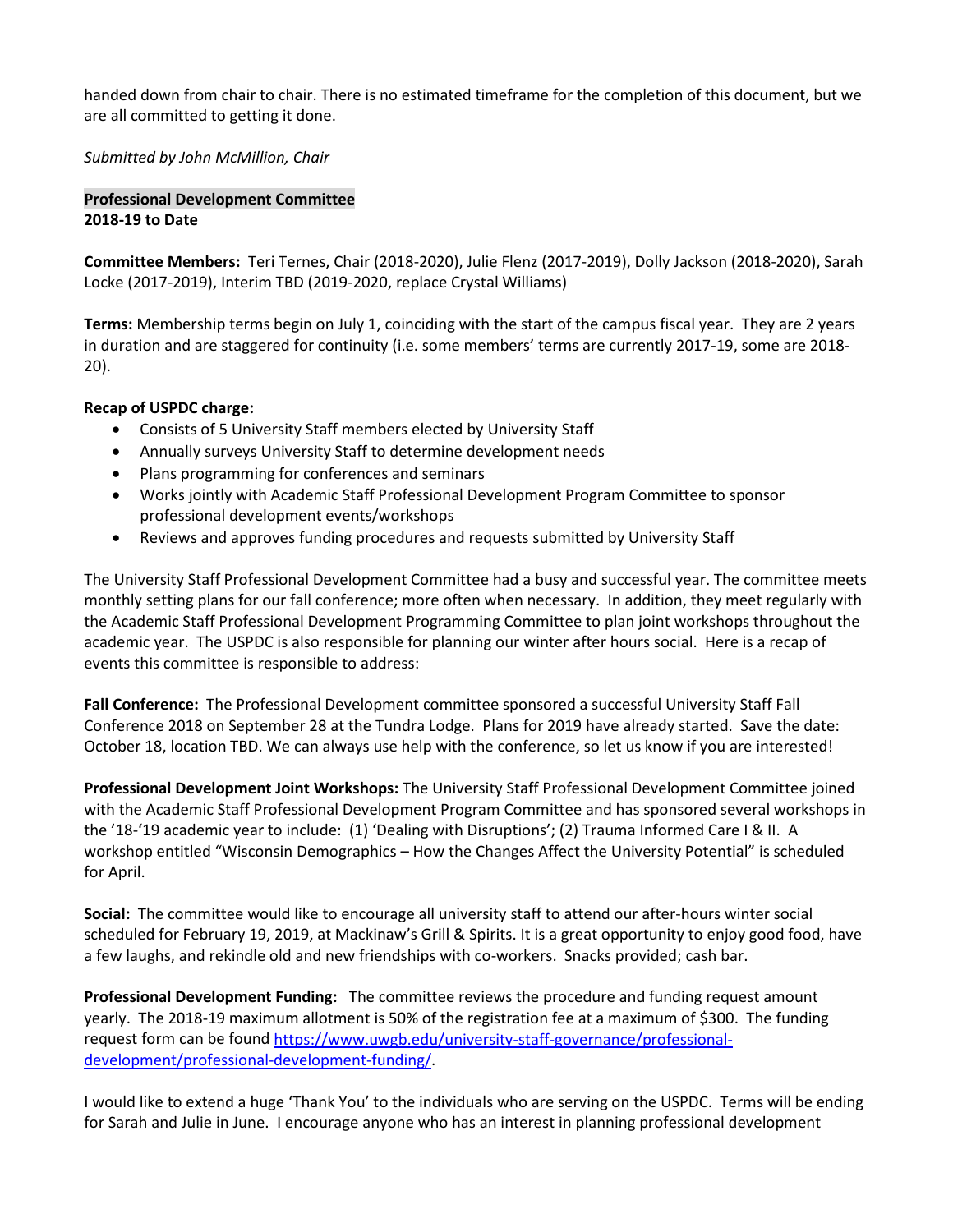handed down from chair to chair. There is no estimated timeframe for the completion of this document, but we are all committed to getting it done.

*Submitted by John McMillion, Chair*

**Professional Development Committee**
**2018-19 to Date**

**Committee Members:** Teri Ternes, Chair (2018-2020), Julie Flenz (2017-2019), Dolly Jackson (2018-2020), Sarah Locke (2017-2019), Interim TBD (2019-2020, replace Crystal Williams)

**Terms:** Membership terms begin on July 1, coinciding with the start of the campus fiscal year. They are 2 years in duration and are staggered for continuity (i.e. some members' terms are currently 2017-19, some are 2018-20).

**Recap of USPDC charge:**

- Consists of 5 University Staff members elected by University Staff
- Annually surveys University Staff to determine development needs
- Plans programming for conferences and seminars
- Works jointly with Academic Staff Professional Development Program Committee to sponsor professional development events/workshops
- Reviews and approves funding procedures and requests submitted by University Staff

The University Staff Professional Development Committee had a busy and successful year. The committee meets monthly setting plans for our fall conference; more often when necessary. In addition, they meet regularly with the Academic Staff Professional Development Programming Committee to plan joint workshops throughout the academic year. The USPDC is also responsible for planning our winter after hours social. Here is a recap of events this committee is responsible to address:

**Fall Conference:** The Professional Development committee sponsored a successful University Staff Fall Conference 2018 on September 28 at the Tundra Lodge. Plans for 2019 have already started. Save the date: October 18, location TBD. We can always use help with the conference, so let us know if you are interested!

**Professional Development Joint Workshops:** The University Staff Professional Development Committee joined with the Academic Staff Professional Development Program Committee and has sponsored several workshops in the '18-'19 academic year to include: (1) 'Dealing with Disruptions'; (2) Trauma Informed Care I & II. A workshop entitled "Wisconsin Demographics – How the Changes Affect the University Potential" is scheduled for April.

**Social:** The committee would like to encourage all university staff to attend our after-hours winter social scheduled for February 19, 2019, at Mackinaw's Grill & Spirits. It is a great opportunity to enjoy good food, have a few laughs, and rekindle old and new friendships with co-workers. Snacks provided; cash bar.

**Professional Development Funding:** The committee reviews the procedure and funding request amount yearly. The 2018-19 maximum allotment is 50% of the registration fee at a maximum of $300. The funding request form can be found [https://www.uwgb.edu/university-staff-governance/professional-development/professional-development-funding/](https://www.uwgb.edu/university-staff-governance/professional-development/professional-development-funding/).

I would like to extend a huge 'Thank You' to the individuals who are serving on the USPDC. Terms will be ending for Sarah and Julie in June. I encourage anyone who has an interest in planning professional development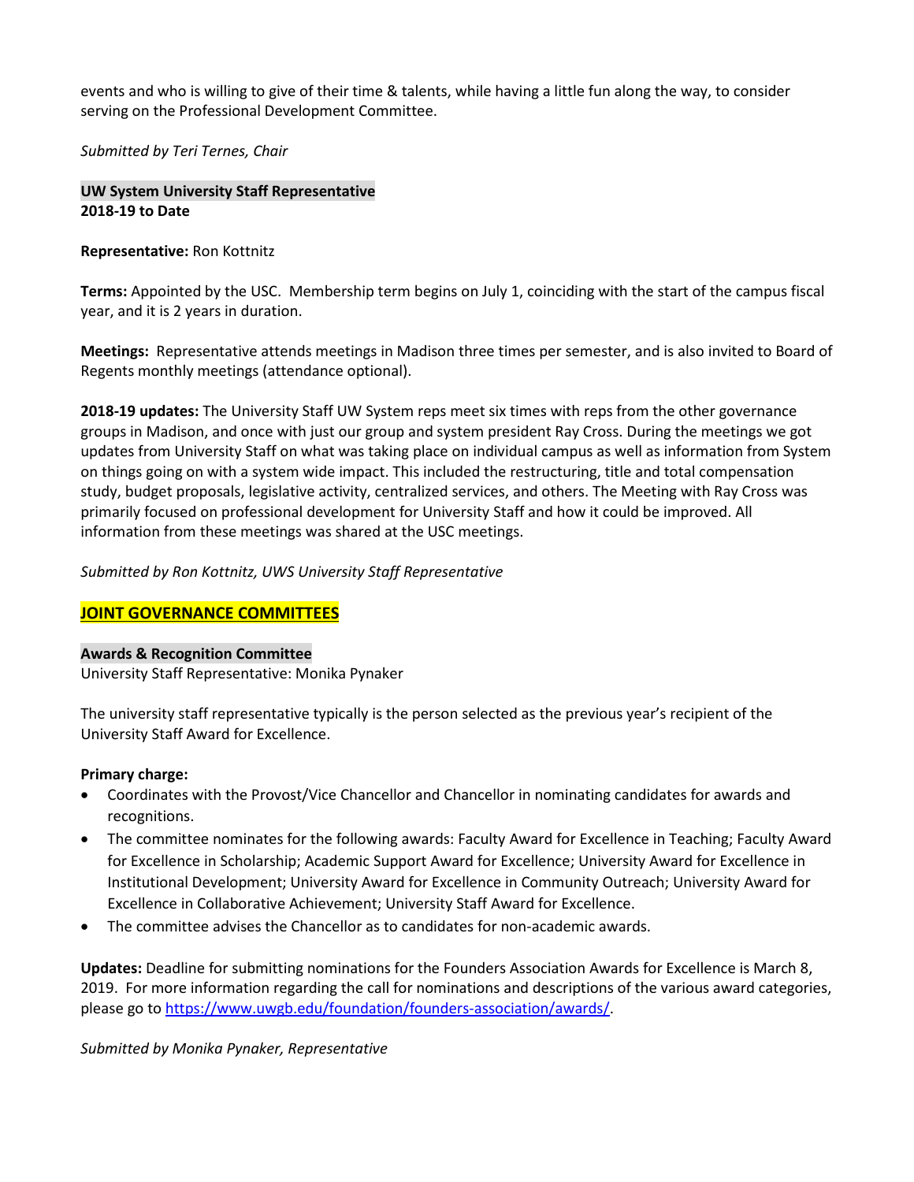events and who is willing to give of their time & talents, while having a little fun along the way, to consider serving on the Professional Development Committee.

*Submitted by Teri Ternes, Chair*

**UW System University Staff Representative**
**2018-19 to Date**

**Representative:** Ron Kottnitz

**Terms:** Appointed by the USC. Membership term begins on July 1, coinciding with the start of the campus fiscal year, and it is 2 years in duration.

**Meetings:** Representative attends meetings in Madison three times per semester, and is also invited to Board of Regents monthly meetings (attendance optional).

**2018-19 updates:** The University Staff UW System reps meet six times with reps from the other governance groups in Madison, and once with just our group and system president Ray Cross. During the meetings we got updates from University Staff on what was taking place on individual campus as well as information from System on things going on with a system wide impact. This included the restructuring, title and total compensation study, budget proposals, legislative activity, centralized services, and others. The Meeting with Ray Cross was primarily focused on professional development for University Staff and how it could be improved. All information from these meetings was shared at the USC meetings.

*Submitted by Ron Kottnitz, UWS University Staff Representative*

## JOINT GOVERNANCE COMMITTEES

**Awards & Recognition Committee**
University Staff Representative: Monika Pynaker

The university staff representative typically is the person selected as the previous year's recipient of the University Staff Award for Excellence.

**Primary charge:**

- Coordinates with the Provost/Vice Chancellor and Chancellor in nominating candidates for awards and recognitions.
- The committee nominates for the following awards: Faculty Award for Excellence in Teaching; Faculty Award for Excellence in Scholarship; Academic Support Award for Excellence; University Award for Excellence in Institutional Development; University Award for Excellence in Community Outreach; University Award for Excellence in Collaborative Achievement; University Staff Award for Excellence.
- The committee advises the Chancellor as to candidates for non-academic awards.

**Updates:** Deadline for submitting nominations for the Founders Association Awards for Excellence is March 8, 2019. For more information regarding the call for nominations and descriptions of the various award categories, please go to https://www.uwgb.edu/foundation/founders-association/awards/.

*Submitted by Monika Pynaker, Representative*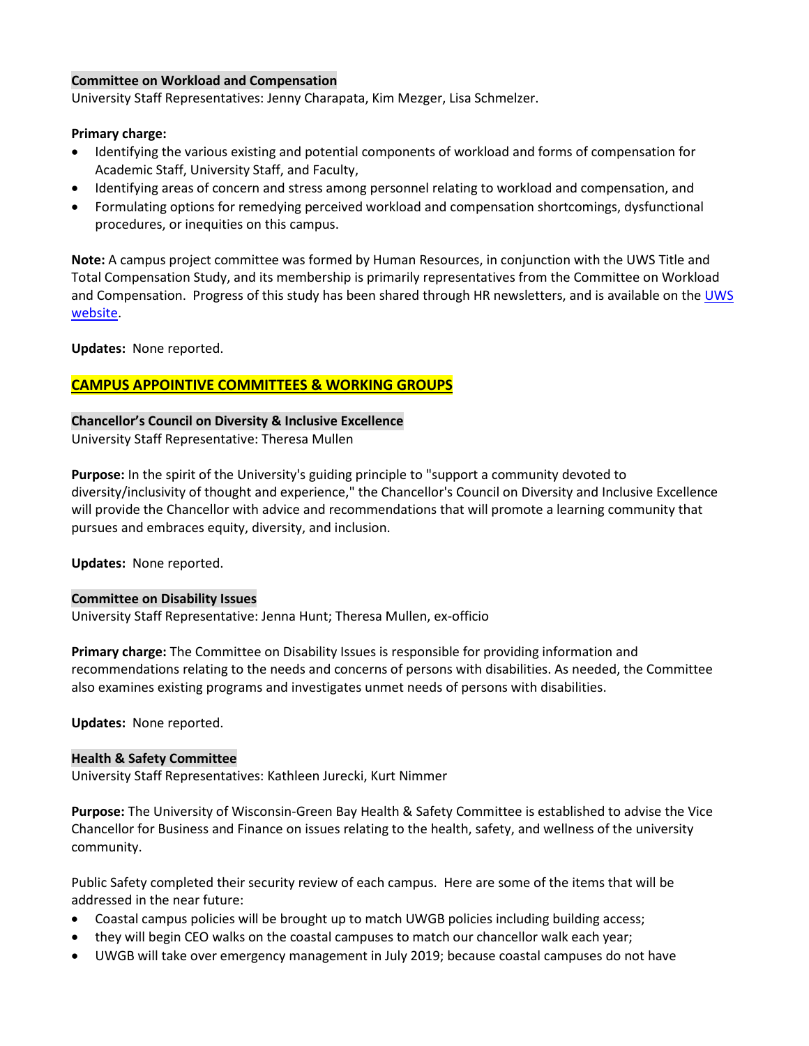**Committee on Workload and Compensation**
University Staff Representatives: Jenny Charapata, Kim Mezger, Lisa Schmelzer.

**Primary charge:**
- Identifying the various existing and potential components of workload and forms of compensation for Academic Staff, University Staff, and Faculty,
- Identifying areas of concern and stress among personnel relating to workload and compensation, and
- Formulating options for remedying perceived workload and compensation shortcomings, dysfunctional procedures, or inequities on this campus.

**Note:** A campus project committee was formed by Human Resources, in conjunction with the UWS Title and Total Compensation Study, and its membership is primarily representatives from the Committee on Workload and Compensation. Progress of this study has been shared through HR newsletters, and is available on the UWS website.

**Updates:** None reported.

## CAMPUS APPOINTIVE COMMITTEES & WORKING GROUPS

**Chancellor's Council on Diversity & Inclusive Excellence**
University Staff Representative: Theresa Mullen

**Purpose:** In the spirit of the University's guiding principle to "support a community devoted to diversity/inclusivity of thought and experience," the Chancellor's Council on Diversity and Inclusive Excellence will provide the Chancellor with advice and recommendations that will promote a learning community that pursues and embraces equity, diversity, and inclusion.

**Updates:** None reported.

**Committee on Disability Issues**
University Staff Representative: Jenna Hunt; Theresa Mullen, ex-officio

**Primary charge:** The Committee on Disability Issues is responsible for providing information and recommendations relating to the needs and concerns of persons with disabilities. As needed, the Committee also examines existing programs and investigates unmet needs of persons with disabilities.

**Updates:** None reported.

**Health & Safety Committee**
University Staff Representatives: Kathleen Jurecki, Kurt Nimmer

**Purpose:** The University of Wisconsin-Green Bay Health & Safety Committee is established to advise the Vice Chancellor for Business and Finance on issues relating to the health, safety, and wellness of the university community.

Public Safety completed their security review of each campus. Here are some of the items that will be addressed in the near future:
- Coastal campus policies will be brought up to match UWGB policies including building access;
- they will begin CEO walks on the coastal campuses to match our chancellor walk each year;
- UWGB will take over emergency management in July 2019; because coastal campuses do not have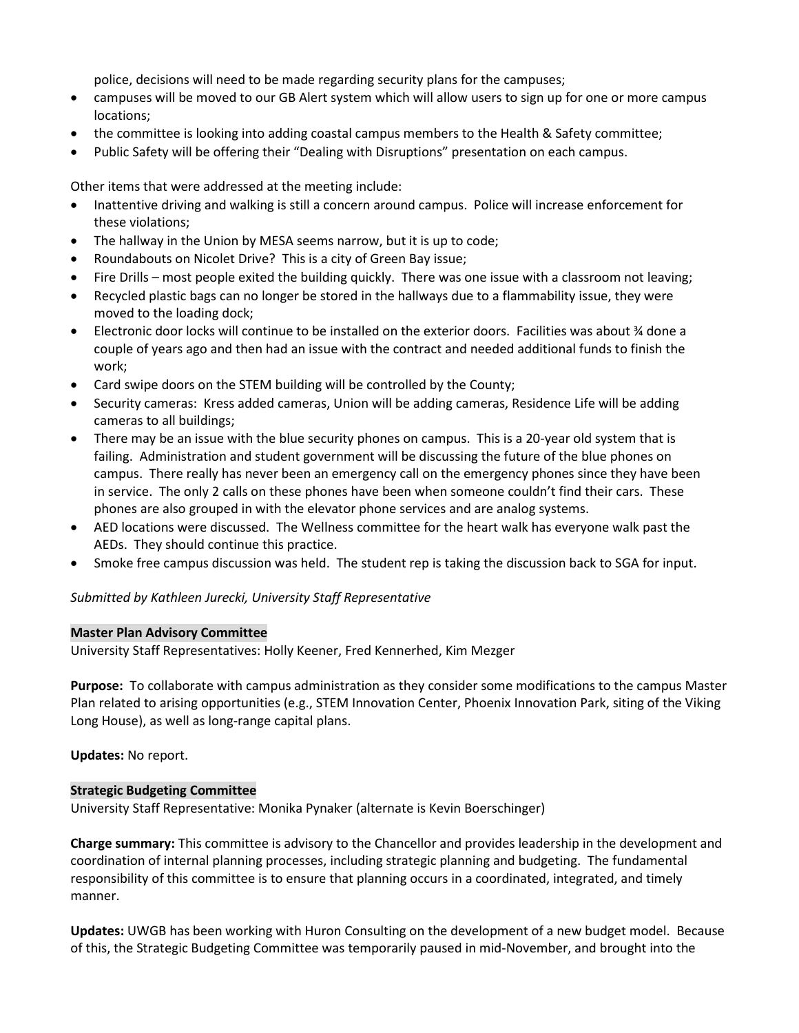police, decisions will need to be made regarding security plans for the campuses;

- campuses will be moved to our GB Alert system which will allow users to sign up for one or more campus locations;
- the committee is looking into adding coastal campus members to the Health & Safety committee;
- Public Safety will be offering their "Dealing with Disruptions" presentation on each campus.

Other items that were addressed at the meeting include:

- Inattentive driving and walking is still a concern around campus. Police will increase enforcement for these violations;
- The hallway in the Union by MESA seems narrow, but it is up to code;
- Roundabouts on Nicolet Drive? This is a city of Green Bay issue;
- Fire Drills – most people exited the building quickly. There was one issue with a classroom not leaving;
- Recycled plastic bags can no longer be stored in the hallways due to a flammability issue, they were moved to the loading dock;
- Electronic door locks will continue to be installed on the exterior doors. Facilities was about ¾ done a couple of years ago and then had an issue with the contract and needed additional funds to finish the work;
- Card swipe doors on the STEM building will be controlled by the County;
- Security cameras: Kress added cameras, Union will be adding cameras, Residence Life will be adding cameras to all buildings;
- There may be an issue with the blue security phones on campus. This is a 20-year old system that is failing. Administration and student government will be discussing the future of the blue phones on campus. There really has never been an emergency call on the emergency phones since they have been in service. The only 2 calls on these phones have been when someone couldn't find their cars. These phones are also grouped in with the elevator phone services and are analog systems.
- AED locations were discussed. The Wellness committee for the heart walk has everyone walk past the AEDs. They should continue this practice.
- Smoke free campus discussion was held. The student rep is taking the discussion back to SGA for input.

*Submitted by Kathleen Jurecki, University Staff Representative*

**Master Plan Advisory Committee**

University Staff Representatives: Holly Keener, Fred Kennerhed, Kim Mezger

**Purpose:** To collaborate with campus administration as they consider some modifications to the campus Master Plan related to arising opportunities (e.g., STEM Innovation Center, Phoenix Innovation Park, siting of the Viking Long House), as well as long-range capital plans.

**Updates:** No report.

**Strategic Budgeting Committee**

University Staff Representative: Monika Pynaker (alternate is Kevin Boerschinger)

**Charge summary:** This committee is advisory to the Chancellor and provides leadership in the development and coordination of internal planning processes, including strategic planning and budgeting. The fundamental responsibility of this committee is to ensure that planning occurs in a coordinated, integrated, and timely manner.

**Updates:** UWGB has been working with Huron Consulting on the development of a new budget model. Because of this, the Strategic Budgeting Committee was temporarily paused in mid-November, and brought into the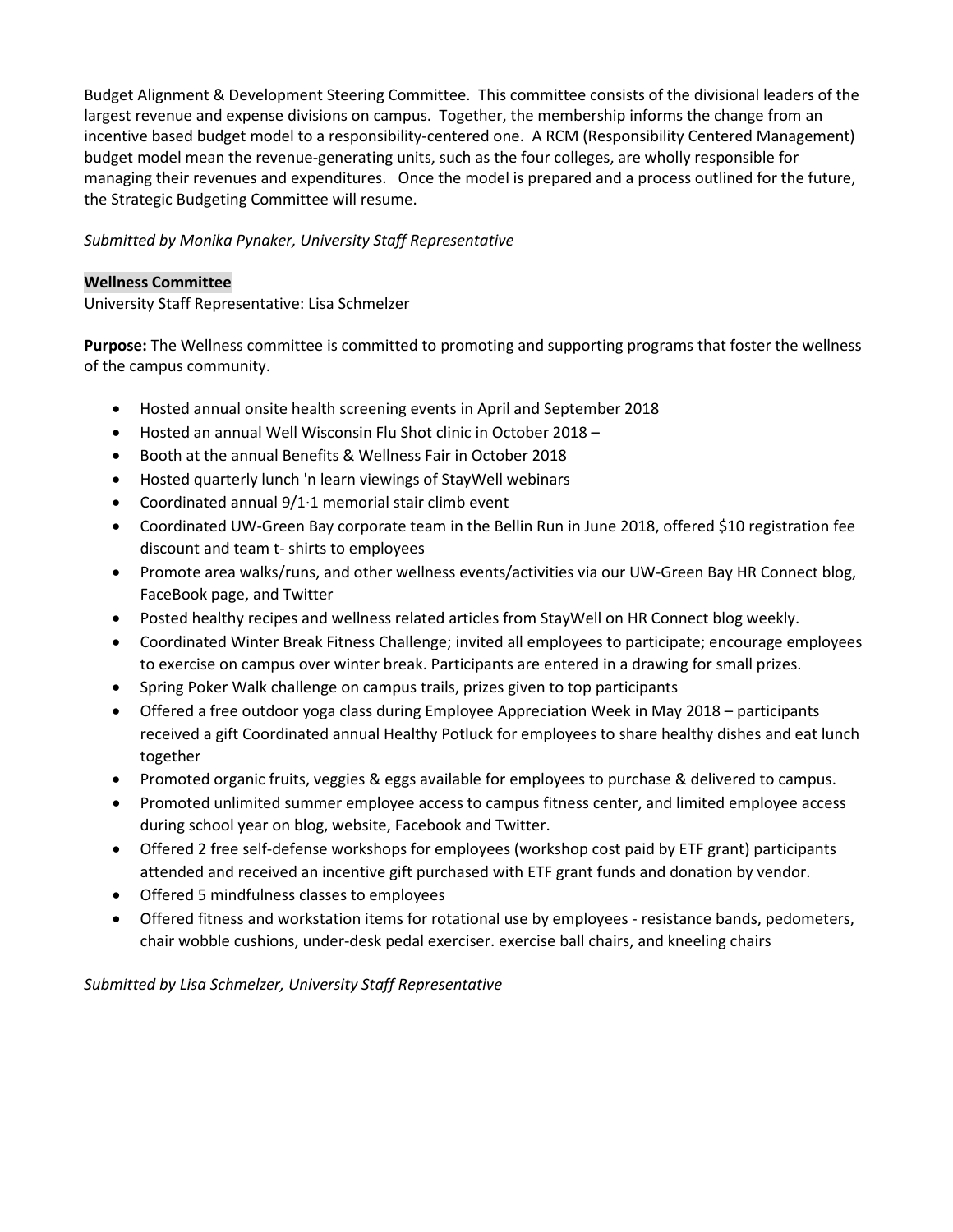Budget Alignment & Development Steering Committee. This committee consists of the divisional leaders of the largest revenue and expense divisions on campus. Together, the membership informs the change from an incentive based budget model to a responsibility-centered one. A RCM (Responsibility Centered Management) budget model mean the revenue-generating units, such as the four colleges, are wholly responsible for managing their revenues and expenditures. Once the model is prepared and a process outlined for the future, the Strategic Budgeting Committee will resume.

*Submitted by Monika Pynaker, University Staff Representative*

**Wellness Committee**

University Staff Representative: Lisa Schmelzer

**Purpose:** The Wellness committee is committed to promoting and supporting programs that foster the wellness of the campus community.

- Hosted annual onsite health screening events in April and September 2018
- Hosted an annual Well Wisconsin Flu Shot clinic in October 2018 –
- Booth at the annual Benefits & Wellness Fair in October 2018
- Hosted quarterly lunch 'n learn viewings of StayWell webinars
- Coordinated annual 9/1·1 memorial stair climb event
- Coordinated UW-Green Bay corporate team in the Bellin Run in June 2018, offered $10 registration fee discount and team t- shirts to employees
- Promote area walks/runs, and other wellness events/activities via our UW-Green Bay HR Connect blog, FaceBook page, and Twitter
- Posted healthy recipes and wellness related articles from StayWell on HR Connect blog weekly.
- Coordinated Winter Break Fitness Challenge; invited all employees to participate; encourage employees to exercise on campus over winter break. Participants are entered in a drawing for small prizes.
- Spring Poker Walk challenge on campus trails, prizes given to top participants
- Offered a free outdoor yoga class during Employee Appreciation Week in May 2018 – participants received a gift Coordinated annual Healthy Potluck for employees to share healthy dishes and eat lunch together
- Promoted organic fruits, veggies & eggs available for employees to purchase & delivered to campus.
- Promoted unlimited summer employee access to campus fitness center, and limited employee access during school year on blog, website, Facebook and Twitter.
- Offered 2 free self-defense workshops for employees (workshop cost paid by ETF grant) participants attended and received an incentive gift purchased with ETF grant funds and donation by vendor.
- Offered 5 mindfulness classes to employees
- Offered fitness and workstation items for rotational use by employees - resistance bands, pedometers, chair wobble cushions, under-desk pedal exerciser. exercise ball chairs, and kneeling chairs

*Submitted by Lisa Schmelzer, University Staff Representative*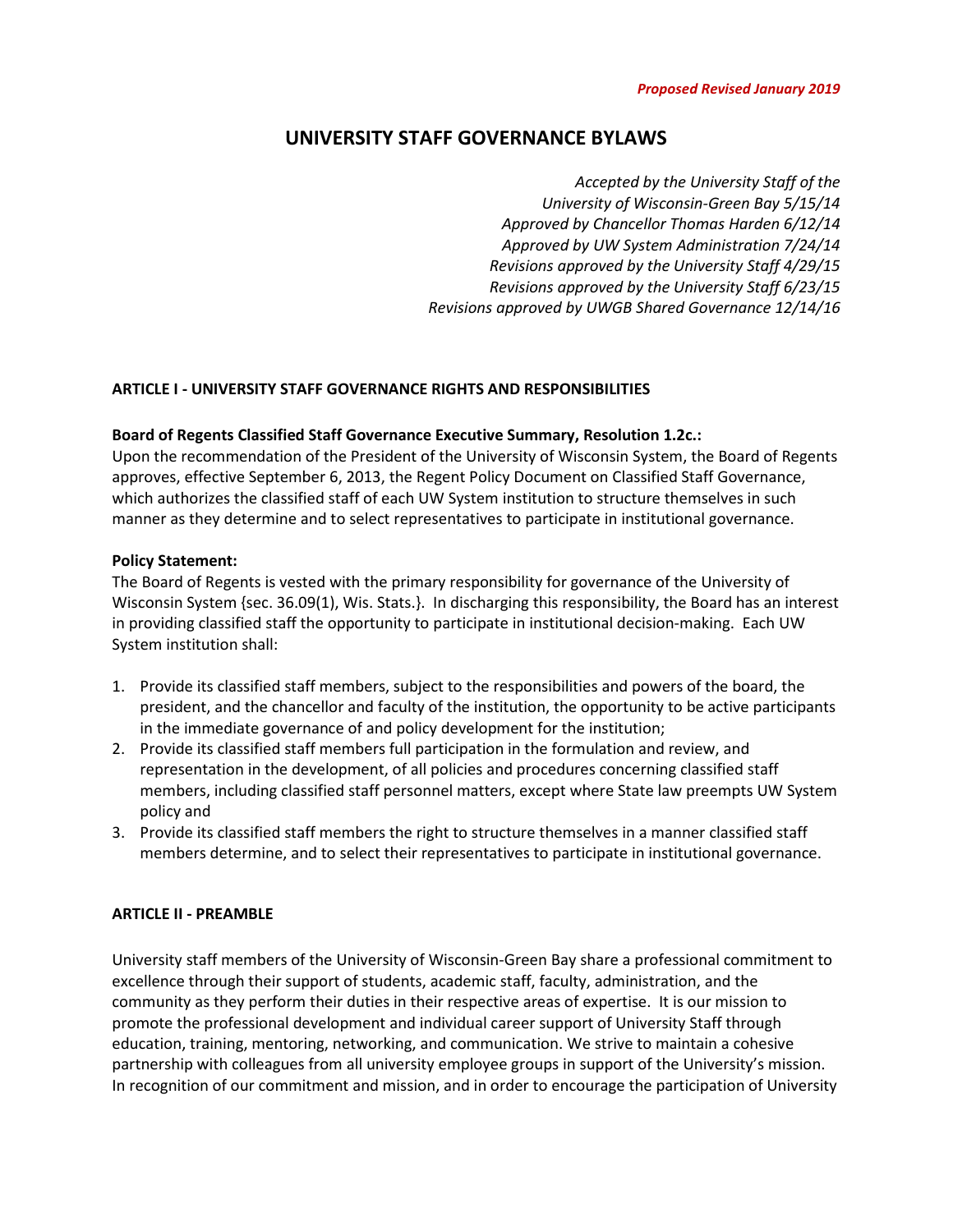*Proposed Revised January 2019*

# UNIVERSITY STAFF GOVERNANCE BYLAWS

*Accepted by the University Staff of the University of Wisconsin-Green Bay 5/15/14*
*Approved by Chancellor Thomas Harden 6/12/14*
*Approved by UW System Administration 7/24/14*
*Revisions approved by the University Staff 4/29/15*
*Revisions approved by the University Staff 6/23/15*
*Revisions approved by UWGB Shared Governance 12/14/16*

## ARTICLE I - UNIVERSITY STAFF GOVERNANCE RIGHTS AND RESPONSIBILITIES

**Board of Regents Classified Staff Governance Executive Summary, Resolution 1.2c.:**
Upon the recommendation of the President of the University of Wisconsin System, the Board of Regents approves, effective September 6, 2013, the Regent Policy Document on Classified Staff Governance, which authorizes the classified staff of each UW System institution to structure themselves in such manner as they determine and to select representatives to participate in institutional governance.

**Policy Statement:**
The Board of Regents is vested with the primary responsibility for governance of the University of Wisconsin System {sec. 36.09(1), Wis. Stats.}. In discharging this responsibility, the Board has an interest in providing classified staff the opportunity to participate in institutional decision-making. Each UW System institution shall:

1. Provide its classified staff members, subject to the responsibilities and powers of the board, the president, and the chancellor and faculty of the institution, the opportunity to be active participants in the immediate governance of and policy development for the institution;
2. Provide its classified staff members full participation in the formulation and review, and representation in the development, of all policies and procedures concerning classified staff members, including classified staff personnel matters, except where State law preempts UW System policy and
3. Provide its classified staff members the right to structure themselves in a manner classified staff members determine, and to select their representatives to participate in institutional governance.

## ARTICLE II - PREAMBLE

University staff members of the University of Wisconsin-Green Bay share a professional commitment to excellence through their support of students, academic staff, faculty, administration, and the community as they perform their duties in their respective areas of expertise. It is our mission to promote the professional development and individual career support of University Staff through education, training, mentoring, networking, and communication. We strive to maintain a cohesive partnership with colleagues from all university employee groups in support of the University's mission. In recognition of our commitment and mission, and in order to encourage the participation of University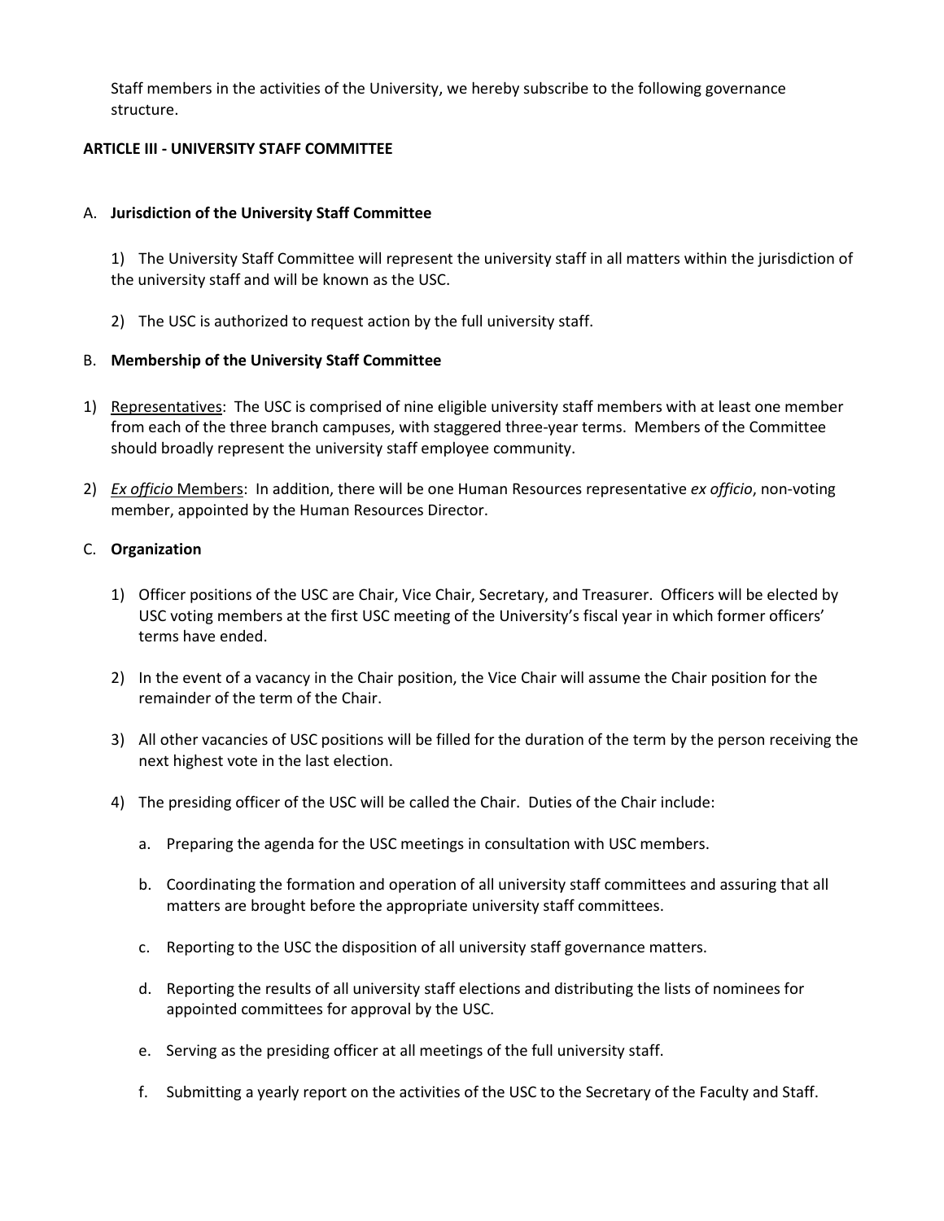Staff members in the activities of the University, we hereby subscribe to the following governance structure.

## ARTICLE III - UNIVERSITY STAFF COMMITTEE

### A. Jurisdiction of the University Staff Committee

1) The University Staff Committee will represent the university staff in all matters within the jurisdiction of the university staff and will be known as the USC.

2) The USC is authorized to request action by the full university staff.

### B. Membership of the University Staff Committee

1) Representatives: The USC is comprised of nine eligible university staff members with at least one member from each of the three branch campuses, with staggered three-year terms. Members of the Committee should broadly represent the university staff employee community.

2) *Ex officio* Members: In addition, there will be one Human Resources representative *ex officio*, non-voting member, appointed by the Human Resources Director.

### C. Organization

1) Officer positions of the USC are Chair, Vice Chair, Secretary, and Treasurer. Officers will be elected by USC voting members at the first USC meeting of the University's fiscal year in which former officers' terms have ended.

2) In the event of a vacancy in the Chair position, the Vice Chair will assume the Chair position for the remainder of the term of the Chair.

3) All other vacancies of USC positions will be filled for the duration of the term by the person receiving the next highest vote in the last election.

4) The presiding officer of the USC will be called the Chair. Duties of the Chair include:

   a. Preparing the agenda for the USC meetings in consultation with USC members.

   b. Coordinating the formation and operation of all university staff committees and assuring that all matters are brought before the appropriate university staff committees.

   c. Reporting to the USC the disposition of all university staff governance matters.

   d. Reporting the results of all university staff elections and distributing the lists of nominees for appointed committees for approval by the USC.

   e. Serving as the presiding officer at all meetings of the full university staff.

   f. Submitting a yearly report on the activities of the USC to the Secretary of the Faculty and Staff.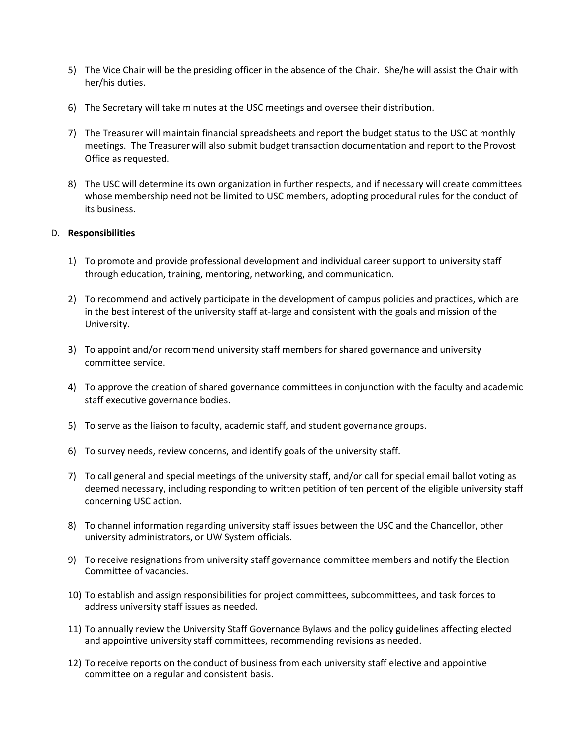5) The Vice Chair will be the presiding officer in the absence of the Chair. She/he will assist the Chair with her/his duties.

6) The Secretary will take minutes at the USC meetings and oversee their distribution.

7) The Treasurer will maintain financial spreadsheets and report the budget status to the USC at monthly meetings. The Treasurer will also submit budget transaction documentation and report to the Provost Office as requested.

8) The USC will determine its own organization in further respects, and if necessary will create committees whose membership need not be limited to USC members, adopting procedural rules for the conduct of its business.

D. **Responsibilities**

1) To promote and provide professional development and individual career support to university staff through education, training, mentoring, networking, and communication.

2) To recommend and actively participate in the development of campus policies and practices, which are in the best interest of the university staff at-large and consistent with the goals and mission of the University.

3) To appoint and/or recommend university staff members for shared governance and university committee service.

4) To approve the creation of shared governance committees in conjunction with the faculty and academic staff executive governance bodies.

5) To serve as the liaison to faculty, academic staff, and student governance groups.

6) To survey needs, review concerns, and identify goals of the university staff.

7) To call general and special meetings of the university staff, and/or call for special email ballot voting as deemed necessary, including responding to written petition of ten percent of the eligible university staff concerning USC action.

8) To channel information regarding university staff issues between the USC and the Chancellor, other university administrators, or UW System officials.

9) To receive resignations from university staff governance committee members and notify the Election Committee of vacancies.

10) To establish and assign responsibilities for project committees, subcommittees, and task forces to address university staff issues as needed.

11) To annually review the University Staff Governance Bylaws and the policy guidelines affecting elected and appointive university staff committees, recommending revisions as needed.

12) To receive reports on the conduct of business from each university staff elective and appointive committee on a regular and consistent basis.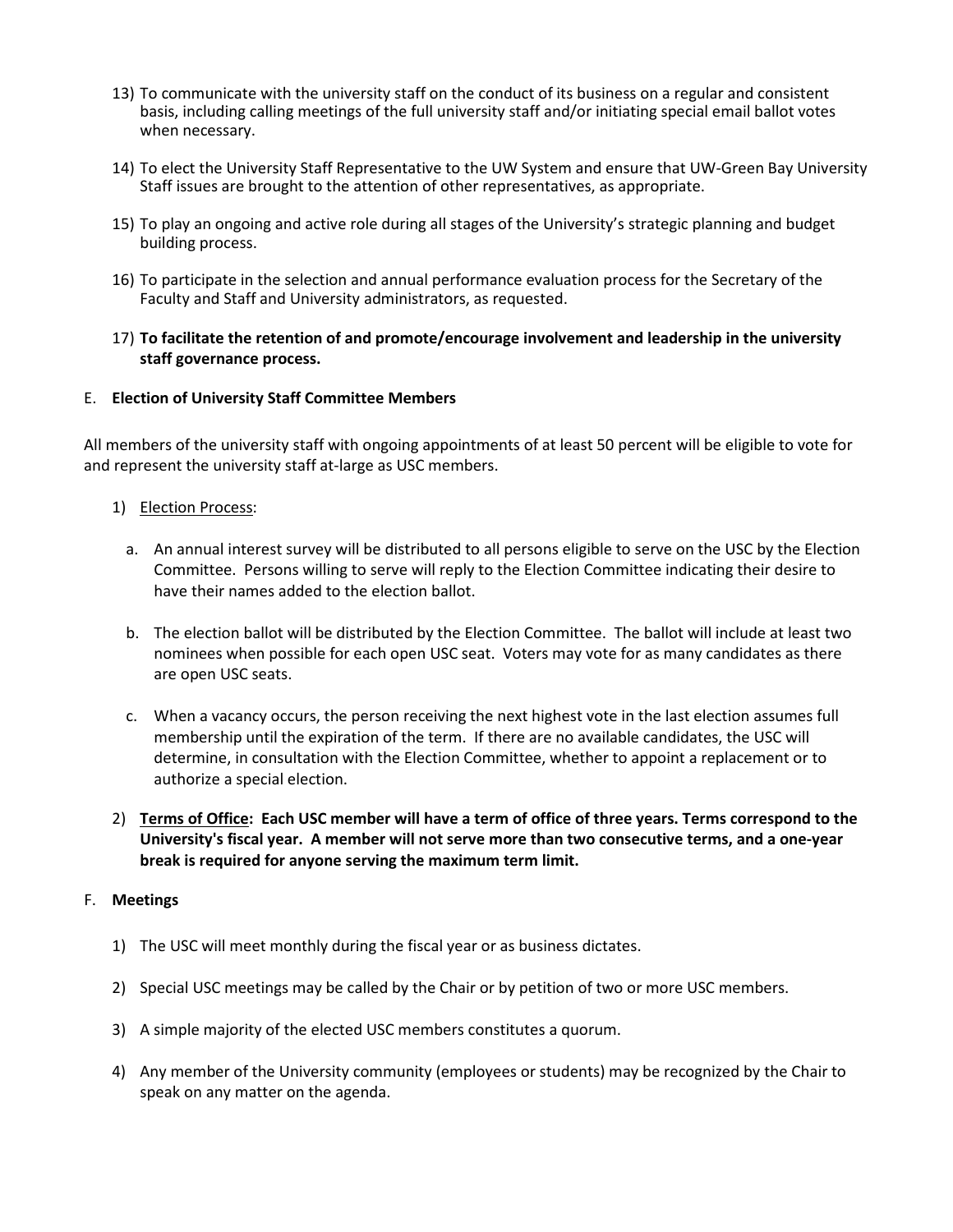13) To communicate with the university staff on the conduct of its business on a regular and consistent basis, including calling meetings of the full university staff and/or initiating special email ballot votes when necessary.

14) To elect the University Staff Representative to the UW System and ensure that UW-Green Bay University Staff issues are brought to the attention of other representatives, as appropriate.

15) To play an ongoing and active role during all stages of the University's strategic planning and budget building process.

16) To participate in the selection and annual performance evaluation process for the Secretary of the Faculty and Staff and University administrators, as requested.

17) **To facilitate the retention of and promote/encourage involvement and leadership in the university staff governance process.**

E. **Election of University Staff Committee Members**

All members of the university staff with ongoing appointments of at least 50 percent will be eligible to vote for and represent the university staff at-large as USC members.

1) <u>Election Process</u>:

   a. An annual interest survey will be distributed to all persons eligible to serve on the USC by the Election Committee. Persons willing to serve will reply to the Election Committee indicating their desire to have their names added to the election ballot.

   b. The election ballot will be distributed by the Election Committee. The ballot will include at least two nominees when possible for each open USC seat. Voters may vote for as many candidates as there are open USC seats.

   c. When a vacancy occurs, the person receiving the next highest vote in the last election assumes full membership until the expiration of the term. If there are no available candidates, the USC will determine, in consultation with the Election Committee, whether to appoint a replacement or to authorize a special election.

2) **<u>Terms of Office</u>: Each USC member will have a term of office of three years. Terms correspond to the University's fiscal year. A member will not serve more than two consecutive terms, and a one-year break is required for anyone serving the maximum term limit.**

F. **Meetings**

1) The USC will meet monthly during the fiscal year or as business dictates.

2) Special USC meetings may be called by the Chair or by petition of two or more USC members.

3) A simple majority of the elected USC members constitutes a quorum.

4) Any member of the University community (employees or students) may be recognized by the Chair to speak on any matter on the agenda.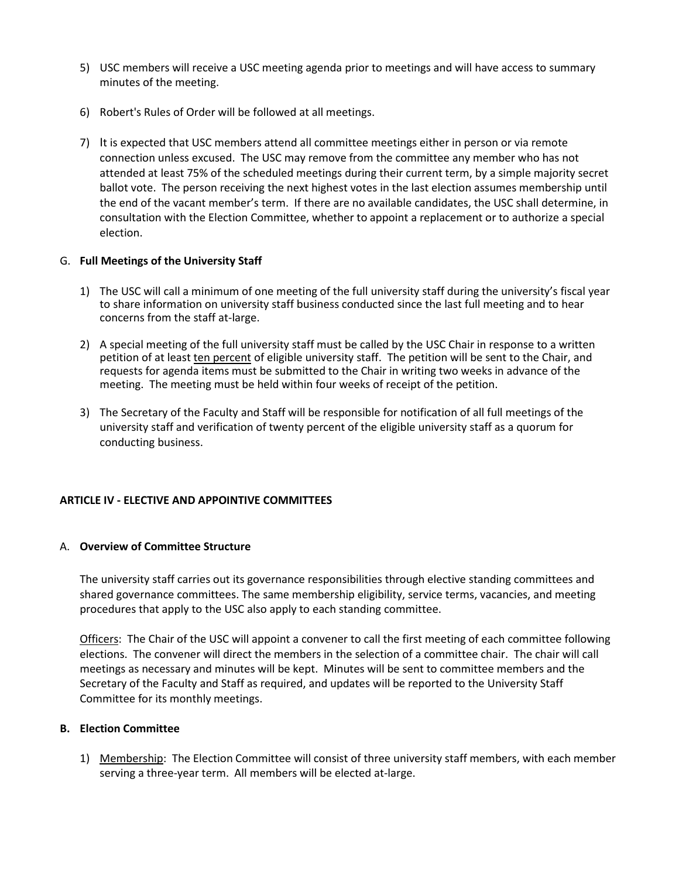5) USC members will receive a USC meeting agenda prior to meetings and will have access to summary minutes of the meeting.

6) Robert's Rules of Order will be followed at all meetings.

7) It is expected that USC members attend all committee meetings either in person or via remote connection unless excused. The USC may remove from the committee any member who has not attended at least 75% of the scheduled meetings during their current term, by a simple majority secret ballot vote. The person receiving the next highest votes in the last election assumes membership until the end of the vacant member's term. If there are no available candidates, the USC shall determine, in consultation with the Election Committee, whether to appoint a replacement or to authorize a special election.

G. **Full Meetings of the University Staff**

1) The USC will call a minimum of one meeting of the full university staff during the university's fiscal year to share information on university staff business conducted since the last full meeting and to hear concerns from the staff at-large.

2) A special meeting of the full university staff must be called by the USC Chair in response to a written petition of at least <u>ten percent</u> of eligible university staff. The petition will be sent to the Chair, and requests for agenda items must be submitted to the Chair in writing two weeks in advance of the meeting. The meeting must be held within four weeks of receipt of the petition.

3) The Secretary of the Faculty and Staff will be responsible for notification of all full meetings of the university staff and verification of twenty percent of the eligible university staff as a quorum for conducting business.

## ARTICLE IV - ELECTIVE AND APPOINTIVE COMMITTEES

A. **Overview of Committee Structure**

The university staff carries out its governance responsibilities through elective standing committees and shared governance committees. The same membership eligibility, service terms, vacancies, and meeting procedures that apply to the USC also apply to each standing committee.

<u>Officers</u>: The Chair of the USC will appoint a convener to call the first meeting of each committee following elections. The convener will direct the members in the selection of a committee chair. The chair will call meetings as necessary and minutes will be kept. Minutes will be sent to committee members and the Secretary of the Faculty and Staff as required, and updates will be reported to the University Staff Committee for its monthly meetings.

**B. Election Committee**

1) <u>Membership</u>: The Election Committee will consist of three university staff members, with each member serving a three-year term. All members will be elected at-large.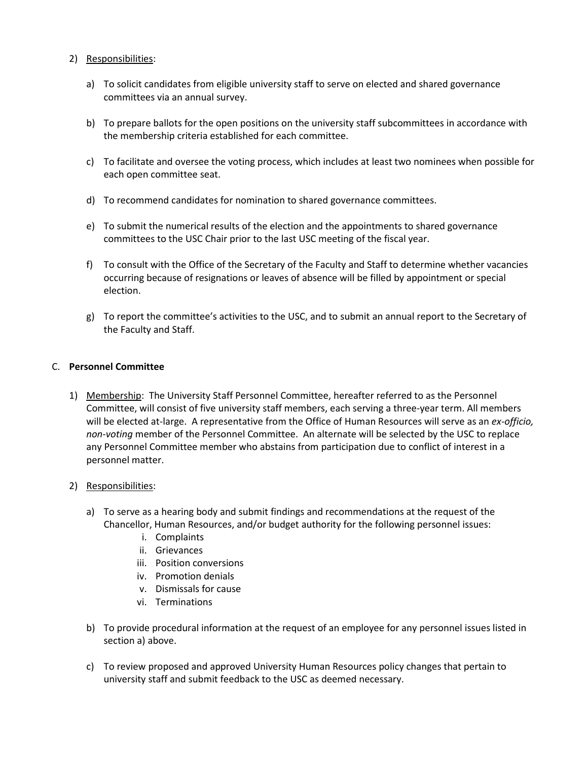2) Responsibilities:

   a) To solicit candidates from eligible university staff to serve on elected and shared governance committees via an annual survey.

   b) To prepare ballots for the open positions on the university staff subcommittees in accordance with the membership criteria established for each committee.

   c) To facilitate and oversee the voting process, which includes at least two nominees when possible for each open committee seat.

   d) To recommend candidates for nomination to shared governance committees.

   e) To submit the numerical results of the election and the appointments to shared governance committees to the USC Chair prior to the last USC meeting of the fiscal year.

   f) To consult with the Office of the Secretary of the Faculty and Staff to determine whether vacancies occurring because of resignations or leaves of absence will be filled by appointment or special election.

   g) To report the committee's activities to the USC, and to submit an annual report to the Secretary of the Faculty and Staff.

C. **Personnel Committee**

1) Membership: The University Staff Personnel Committee, hereafter referred to as the Personnel Committee, will consist of five university staff members, each serving a three-year term. All members will be elected at-large. A representative from the Office of Human Resources will serve as an *ex-officio, non-voting* member of the Personnel Committee. An alternate will be selected by the USC to replace any Personnel Committee member who abstains from participation due to conflict of interest in a personnel matter.

2) Responsibilities:

   a) To serve as a hearing body and submit findings and recommendations at the request of the Chancellor, Human Resources, and/or budget authority for the following personnel issues:
      i. Complaints
      ii. Grievances
      iii. Position conversions
      iv. Promotion denials
      v. Dismissals for cause
      vi. Terminations

   b) To provide procedural information at the request of an employee for any personnel issues listed in section a) above.

   c) To review proposed and approved University Human Resources policy changes that pertain to university staff and submit feedback to the USC as deemed necessary.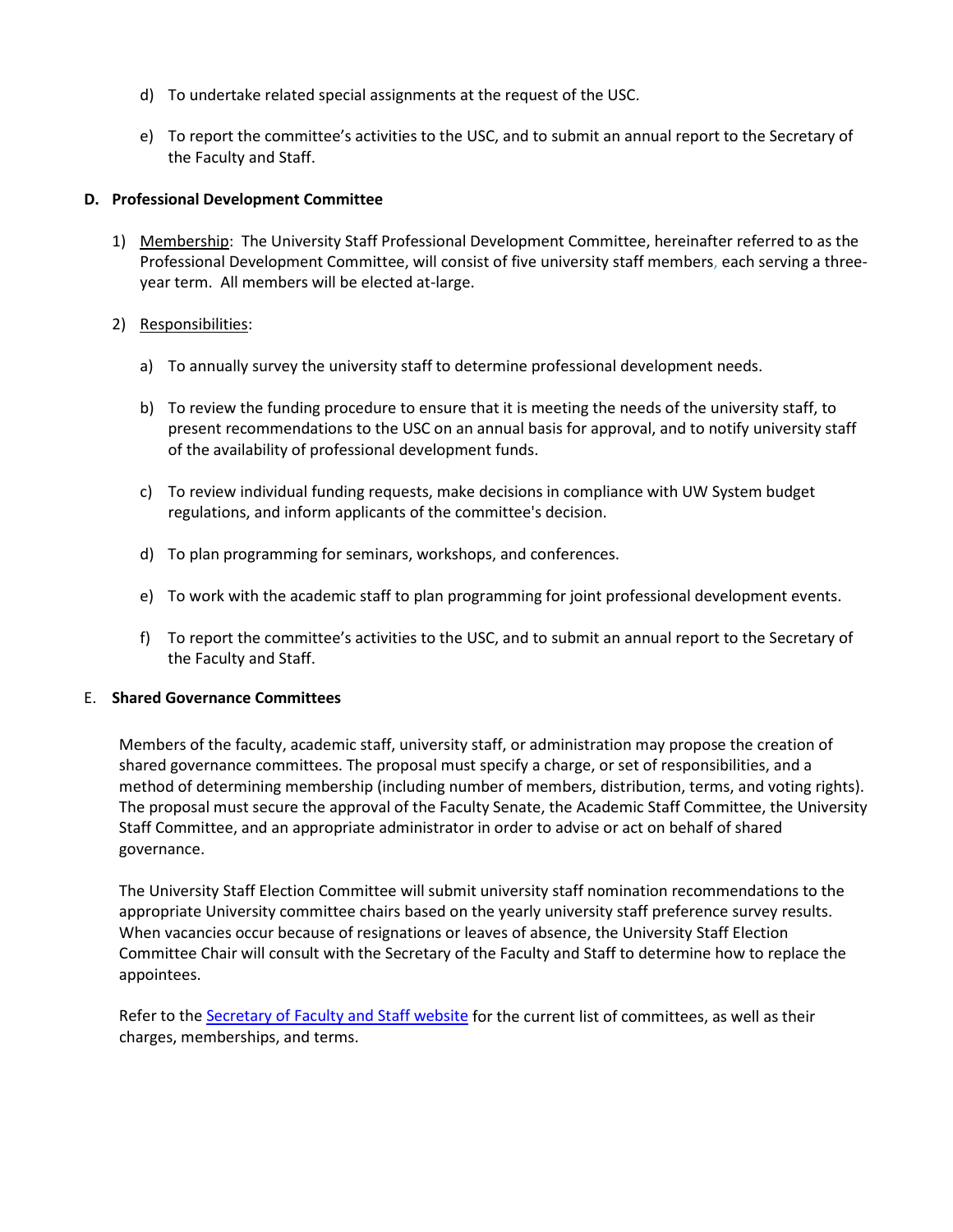d) To undertake related special assignments at the request of the USC.

e) To report the committee's activities to the USC, and to submit an annual report to the Secretary of the Faculty and Staff.

**D. Professional Development Committee**

1) Membership: The University Staff Professional Development Committee, hereinafter referred to as the Professional Development Committee, will consist of five university staff members, each serving a three-year term. All members will be elected at-large.

2) Responsibilities:

   a) To annually survey the university staff to determine professional development needs.

   b) To review the funding procedure to ensure that it is meeting the needs of the university staff, to present recommendations to the USC on an annual basis for approval, and to notify university staff of the availability of professional development funds.

   c) To review individual funding requests, make decisions in compliance with UW System budget regulations, and inform applicants of the committee's decision.

   d) To plan programming for seminars, workshops, and conferences.

   e) To work with the academic staff to plan programming for joint professional development events.

   f) To report the committee's activities to the USC, and to submit an annual report to the Secretary of the Faculty and Staff.

E. **Shared Governance Committees**

Members of the faculty, academic staff, university staff, or administration may propose the creation of shared governance committees. The proposal must specify a charge, or set of responsibilities, and a method of determining membership (including number of members, distribution, terms, and voting rights). The proposal must secure the approval of the Faculty Senate, the Academic Staff Committee, the University Staff Committee, and an appropriate administrator in order to advise or act on behalf of shared governance.

The University Staff Election Committee will submit university staff nomination recommendations to the appropriate University committee chairs based on the yearly university staff preference survey results. When vacancies occur because of resignations or leaves of absence, the University Staff Election Committee Chair will consult with the Secretary of the Faculty and Staff to determine how to replace the appointees.

Refer to the Secretary of Faculty and Staff website for the current list of committees, as well as their charges, memberships, and terms.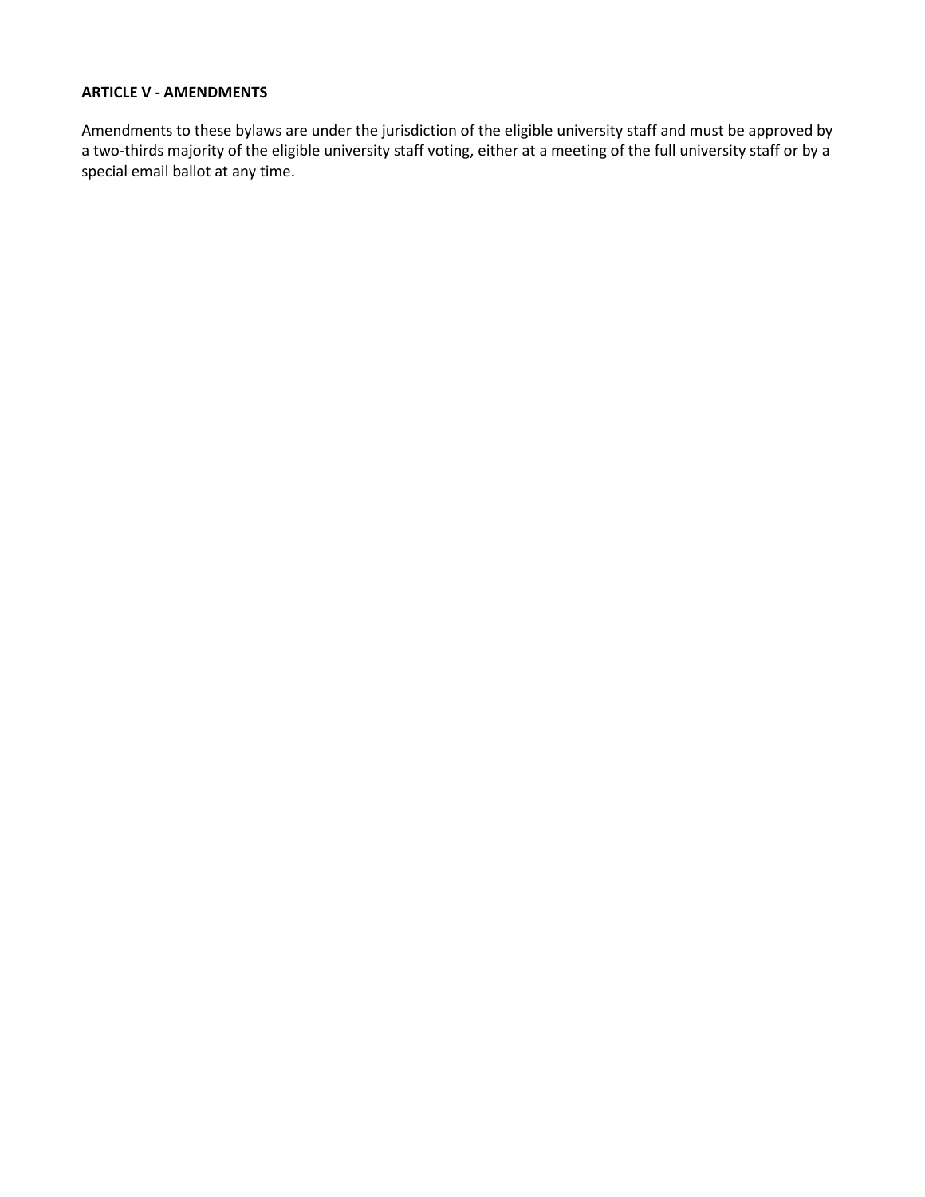**ARTICLE V - AMENDMENTS**

Amendments to these bylaws are under the jurisdiction of the eligible university staff and must be approved by a two-thirds majority of the eligible university staff voting, either at a meeting of the full university staff or by a special email ballot at any time.